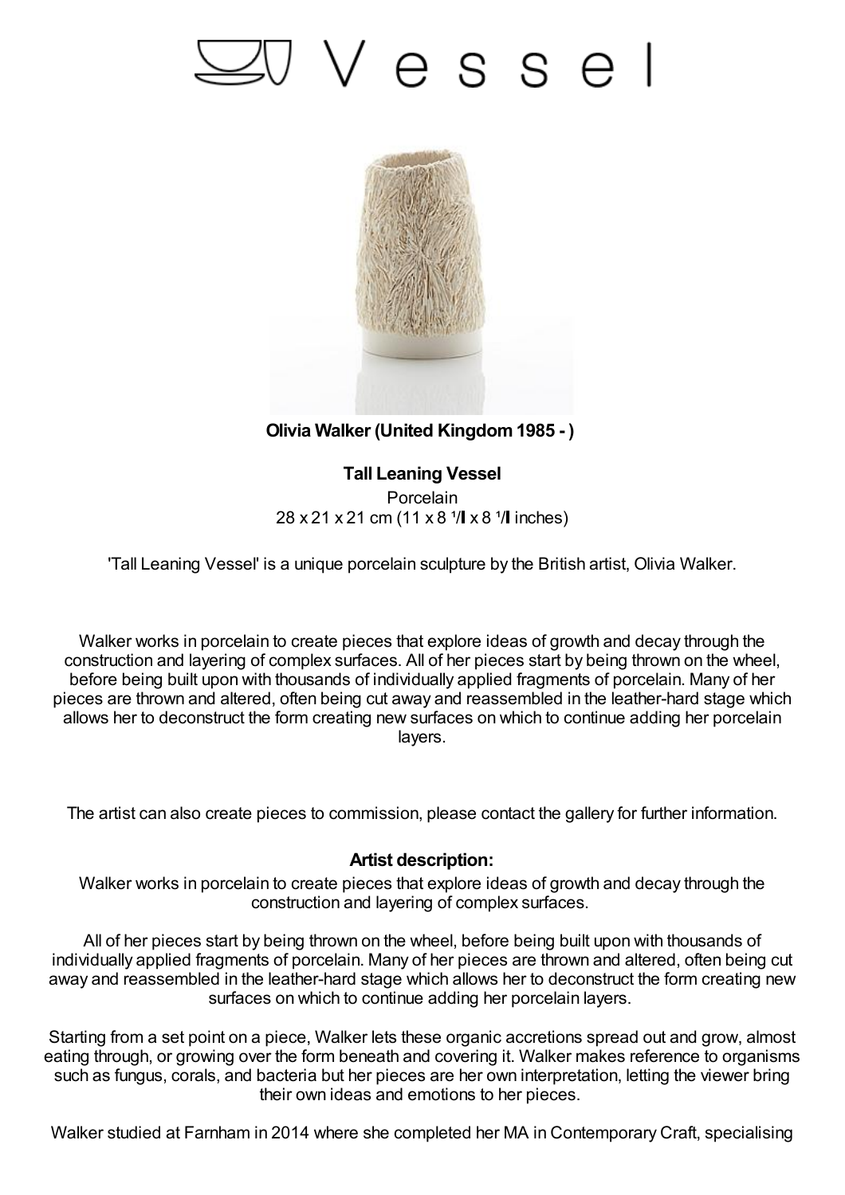# Vessel

**Olivia Walker (United Kingdom 1985 - )**

**Tall Leaning Vessel**

Porcelain

28 x 21 x 21 cm (11 x 8 ¹/▌x 8 ¹/▌inches)

'Tall Leaning Vessel' is a unique porcelain sculpture by the British artist, Olivia Walker.

Walker works in porcelain to create pieces that explore ideas of growth and decay through the construction and layering of complex surfaces. All of her pieces start by being thrown on the wheel, before being built upon with thousands of individually applied fragments of porcelain. Many of her pieces are thrown and altered, often being cut away and reassembled in the leather-hard stage which allows her to deconstruct the form creating new surfaces on which to continue adding her porcelain layers.

The artist can also create pieces to commission, please contact the gallery for further information.

**Artist description:**

Walker works in porcelain to create pieces that explore ideas of growth and decay through the construction and layering of complex surfaces.

All of her pieces start by being thrown on the wheel, before being built upon with thousands of individually applied fragments of porcelain. Many of her pieces are thrown and altered, often being cut away and reassembled in the leather-hard stage which allows her to deconstruct the form creating new surfaces on which to continue adding her porcelain layers.

Starting from a set point on a piece, Walker lets these organic accretions spread out and grow, almost eating through, or growing over the form beneath and covering it. Walker makes reference to organisms such as fungus, corals, and bacteria but her pieces are her own interpretation, letting the viewer bring their own ideas and emotions to her pieces.

Walker studied at Farnham in 2014 where she completed her MA in Contemporary Craft, specialising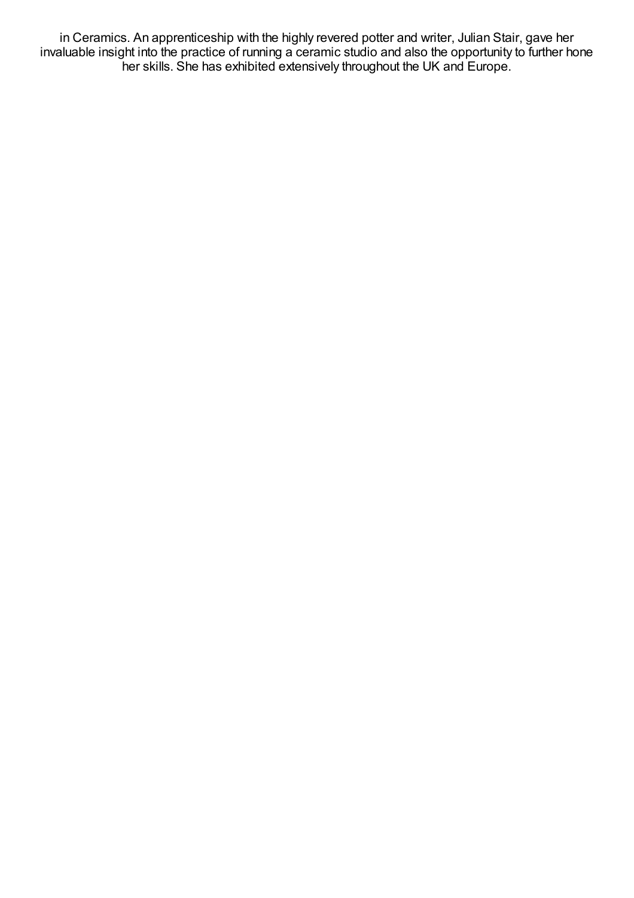in Ceramics. An apprenticeship with the highly revered potter and writer, Julian Stair, gave her invaluable insight into the practice of running a ceramic studio and also the opportunity to further hone her skills. She has exhibited extensively throughout the UK and Europe.